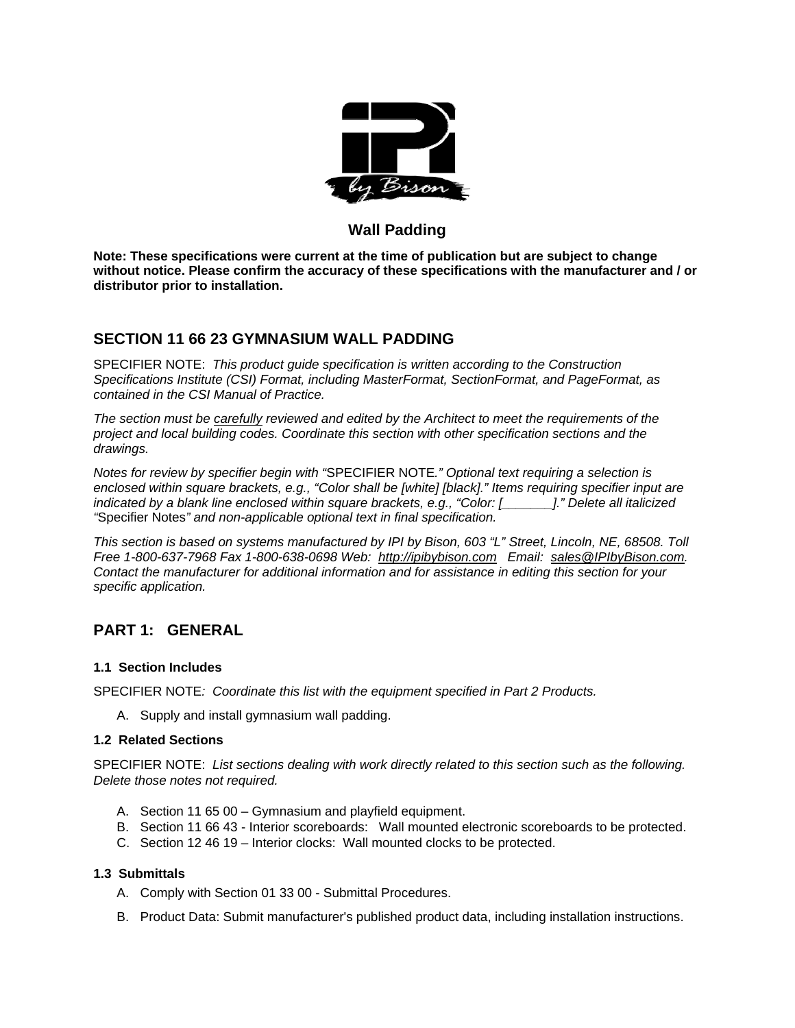## Wall Padding

**Note: These specifications were current at the time of publication but are subject to change without notice. Please confirm the accuracy of these specifications with the manufacturer and / or distributor prior to installation.**

## SECTION 11 66 23 GYMNASIUM WALL PADDING

SPECIFIER NOTE: *This product guide specification is written according to the Construction Specifications Institute (CSI) Format, including MasterFormat, SectionFormat, and PageFormat, as contained in the CSI Manual of Practice.*

*The section must be carefully reviewed and edited by the Architect to meet the requirements of the project and local building codes. Coordinate this section with other specification sections and the drawings.*

*Notes for review by specifier begin with "*SPECIFIER NOTE*." Optional text requiring a selection is enclosed within square brackets, e.g., "Color shall be [white] [black]." Items requiring specifier input are indicated by a blank line enclosed within square brackets, e.g., "Color: [_______]." Delete all italicized "*Specifier Notes*" and non-applicable optional text in final specification.*

*This section is based on systems manufactured by IPI by Bison, 603 "L" Street, Lincoln, NE, 68508. Toll Free 1-800-637-7968 Fax 1-800-638-0698 Web: http://ipibybison.com Email: sales@IPIbyBison.com. Contact the manufacturer for additional information and for assistance in editing this section for your specific application.*

## PART 1: GENERAL

### 1.1 Section Includes

SPECIFIER NOTE*: Coordinate this list with the equipment specified in Part 2 Products.*

A. Supply and install gymnasium wall padding.

### 1.2 Related Sections

SPECIFIER NOTE: *List sections dealing with work directly related to this section such as the following. Delete those notes not required.*

A. Section 11 65 00 – Gymnasium and playfield equipment.
B. Section 11 66 43 - Interior scoreboards: Wall mounted electronic scoreboards to be protected.
C. Section 12 46 19 – Interior clocks: Wall mounted clocks to be protected.

### 1.3 Submittals

A. Comply with Section 01 33 00 - Submittal Procedures.

B. Product Data: Submit manufacturer's published product data, including installation instructions.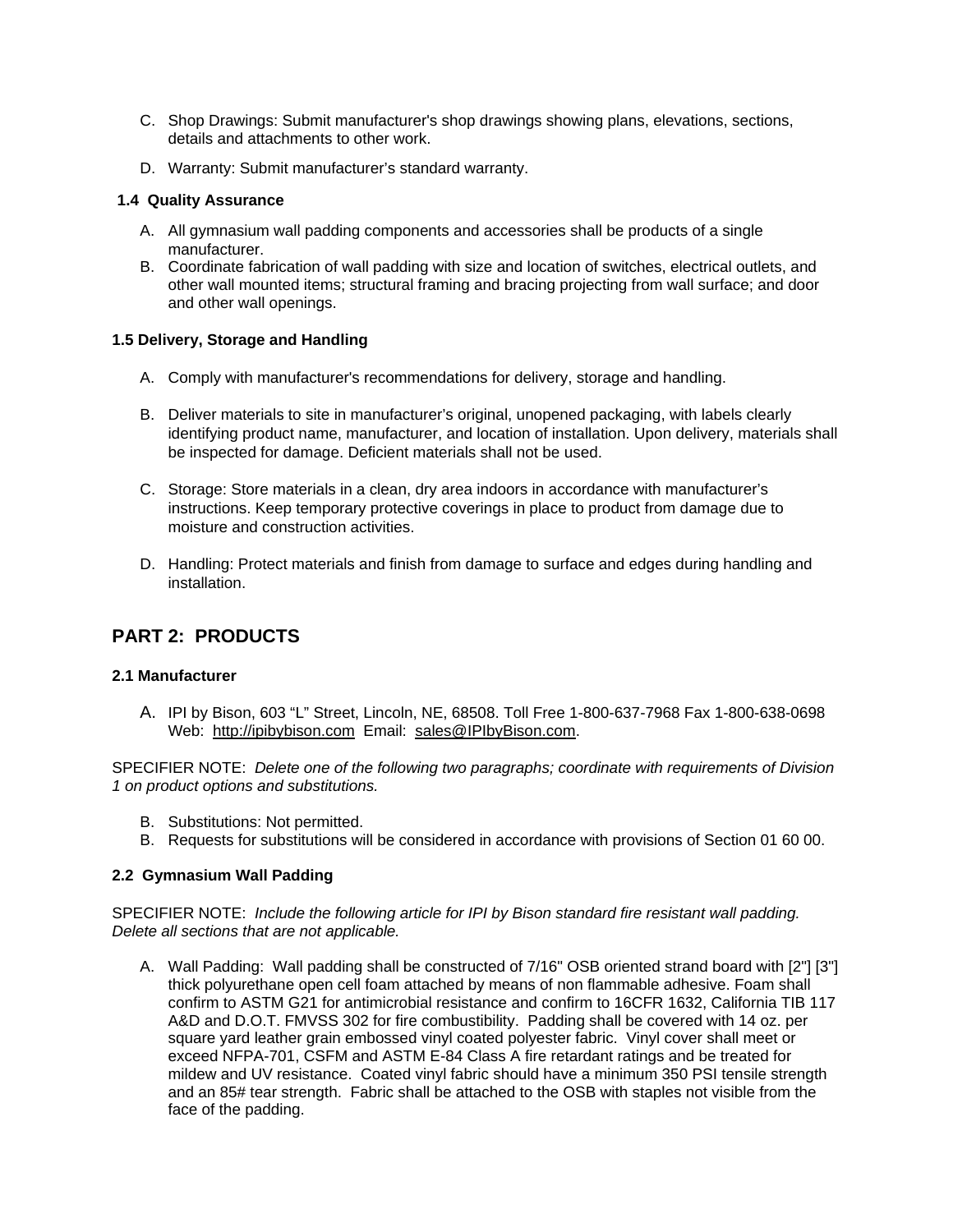C. Shop Drawings: Submit manufacturer's shop drawings showing plans, elevations, sections, details and attachments to other work.

D. Warranty: Submit manufacturer's standard warranty.

### 1.4 Quality Assurance

A. All gymnasium wall padding components and accessories shall be products of a single manufacturer.
B. Coordinate fabrication of wall padding with size and location of switches, electrical outlets, and other wall mounted items; structural framing and bracing projecting from wall surface; and door and other wall openings.

### 1.5 Delivery, Storage and Handling

A. Comply with manufacturer's recommendations for delivery, storage and handling.

B. Deliver materials to site in manufacturer's original, unopened packaging, with labels clearly identifying product name, manufacturer, and location of installation. Upon delivery, materials shall be inspected for damage. Deficient materials shall not be used.

C. Storage: Store materials in a clean, dry area indoors in accordance with manufacturer's instructions. Keep temporary protective coverings in place to product from damage due to moisture and construction activities.

D. Handling: Protect materials and finish from damage to surface and edges during handling and installation.

## PART 2: PRODUCTS

### 2.1 Manufacturer

A. IPI by Bison, 603 "L" Street, Lincoln, NE, 68508. Toll Free 1-800-637-7968 Fax 1-800-638-0698 Web: http://ipibybison.com Email: sales@IPIbyBison.com.

SPECIFIER NOTE: *Delete one of the following two paragraphs; coordinate with requirements of Division 1 on product options and substitutions.*

B. Substitutions: Not permitted.
B. Requests for substitutions will be considered in accordance with provisions of Section 01 60 00.

### 2.2 Gymnasium Wall Padding

SPECIFIER NOTE: *Include the following article for IPI by Bison standard fire resistant wall padding. Delete all sections that are not applicable.*

A. Wall Padding: Wall padding shall be constructed of 7/16" OSB oriented strand board with [2"] [3"] thick polyurethane open cell foam attached by means of non flammable adhesive. Foam shall confirm to ASTM G21 for antimicrobial resistance and confirm to 16CFR 1632, California TIB 117 A&D and D.O.T. FMVSS 302 for fire combustibility. Padding shall be covered with 14 oz. per square yard leather grain embossed vinyl coated polyester fabric. Vinyl cover shall meet or exceed NFPA-701, CSFM and ASTM E-84 Class A fire retardant ratings and be treated for mildew and UV resistance. Coated vinyl fabric should have a minimum 350 PSI tensile strength and an 85# tear strength. Fabric shall be attached to the OSB with staples not visible from the face of the padding.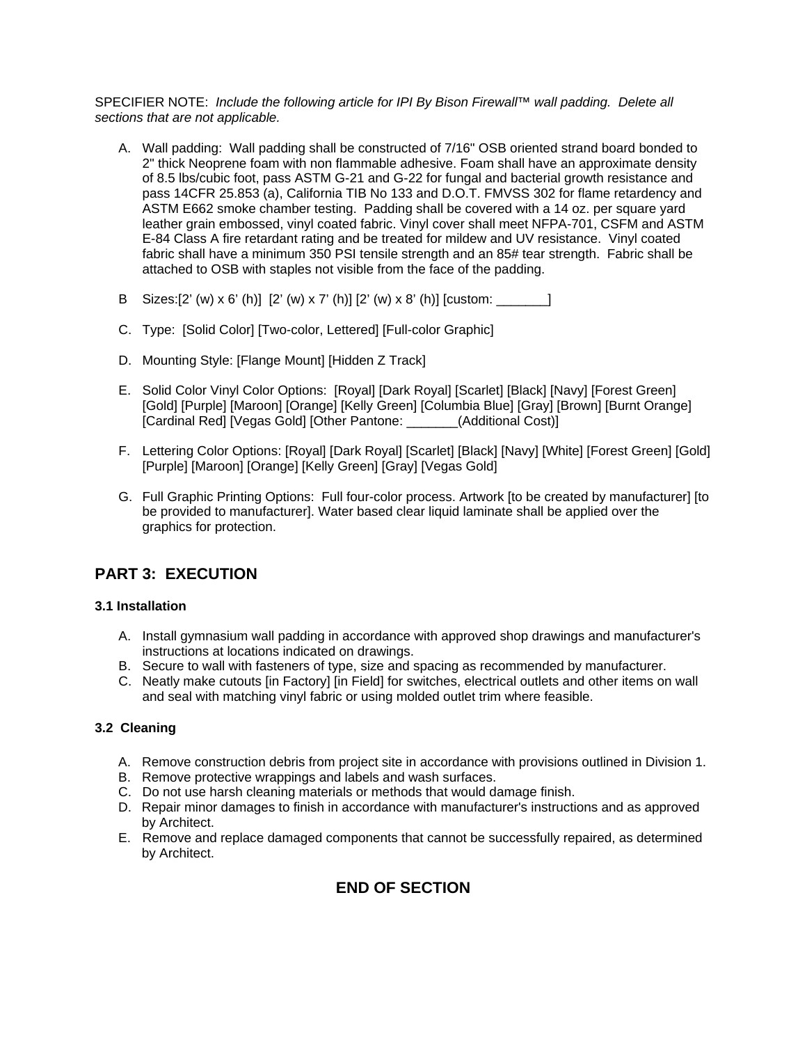SPECIFIER NOTE: *Include the following article for IPI By Bison Firewall™ wall padding. Delete all sections that are not applicable.*

A. Wall padding: Wall padding shall be constructed of 7/16" OSB oriented strand board bonded to 2" thick Neoprene foam with non flammable adhesive. Foam shall have an approximate density of 8.5 lbs/cubic foot, pass ASTM G-21 and G-22 for fungal and bacterial growth resistance and pass 14CFR 25.853 (a), California TIB No 133 and D.O.T. FMVSS 302 for flame retardency and ASTM E662 smoke chamber testing. Padding shall be covered with a 14 oz. per square yard leather grain embossed, vinyl coated fabric. Vinyl cover shall meet NFPA-701, CSFM and ASTM E-84 Class A fire retardant rating and be treated for mildew and UV resistance. Vinyl coated fabric shall have a minimum 350 PSI tensile strength and an 85# tear strength. Fabric shall be attached to OSB with staples not visible from the face of the padding.

B Sizes:[2' (w) x 6' (h)] [2' (w) x 7' (h)] [2' (w) x 8' (h)] [custom: _______]

C. Type: [Solid Color] [Two-color, Lettered] [Full-color Graphic]

D. Mounting Style: [Flange Mount] [Hidden Z Track]

E. Solid Color Vinyl Color Options: [Royal] [Dark Royal] [Scarlet] [Black] [Navy] [Forest Green] [Gold] [Purple] [Maroon] [Orange] [Kelly Green] [Columbia Blue] [Gray] [Brown] [Burnt Orange] [Cardinal Red] [Vegas Gold] [Other Pantone: _______(Additional Cost)]

F. Lettering Color Options: [Royal] [Dark Royal] [Scarlet] [Black] [Navy] [White] [Forest Green] [Gold] [Purple] [Maroon] [Orange] [Kelly Green] [Gray] [Vegas Gold]

G. Full Graphic Printing Options: Full four-color process. Artwork [to be created by manufacturer] [to be provided to manufacturer]. Water based clear liquid laminate shall be applied over the graphics for protection.

## PART 3: EXECUTION

### 3.1 Installation

A. Install gymnasium wall padding in accordance with approved shop drawings and manufacturer's instructions at locations indicated on drawings.
B. Secure to wall with fasteners of type, size and spacing as recommended by manufacturer.
C. Neatly make cutouts [in Factory] [in Field] for switches, electrical outlets and other items on wall and seal with matching vinyl fabric or using molded outlet trim where feasible.

### 3.2 Cleaning

A. Remove construction debris from project site in accordance with provisions outlined in Division 1.
B. Remove protective wrappings and labels and wash surfaces.
C. Do not use harsh cleaning materials or methods that would damage finish.
D. Repair minor damages to finish in accordance with manufacturer's instructions and as approved by Architect.
E. Remove and replace damaged components that cannot be successfully repaired, as determined by Architect.

## END OF SECTION